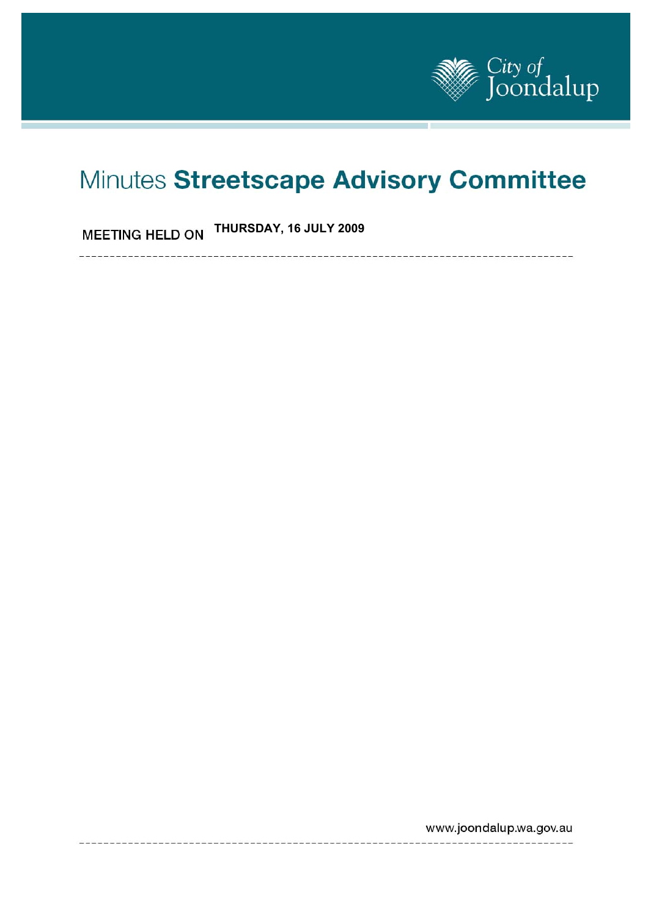City of Joondalup

# Minutes **Streetscape Advisory Committee**

MEETING HELD ON **THURSDAY, 16 JULY 2009**

www.joondalup.wa.gov.au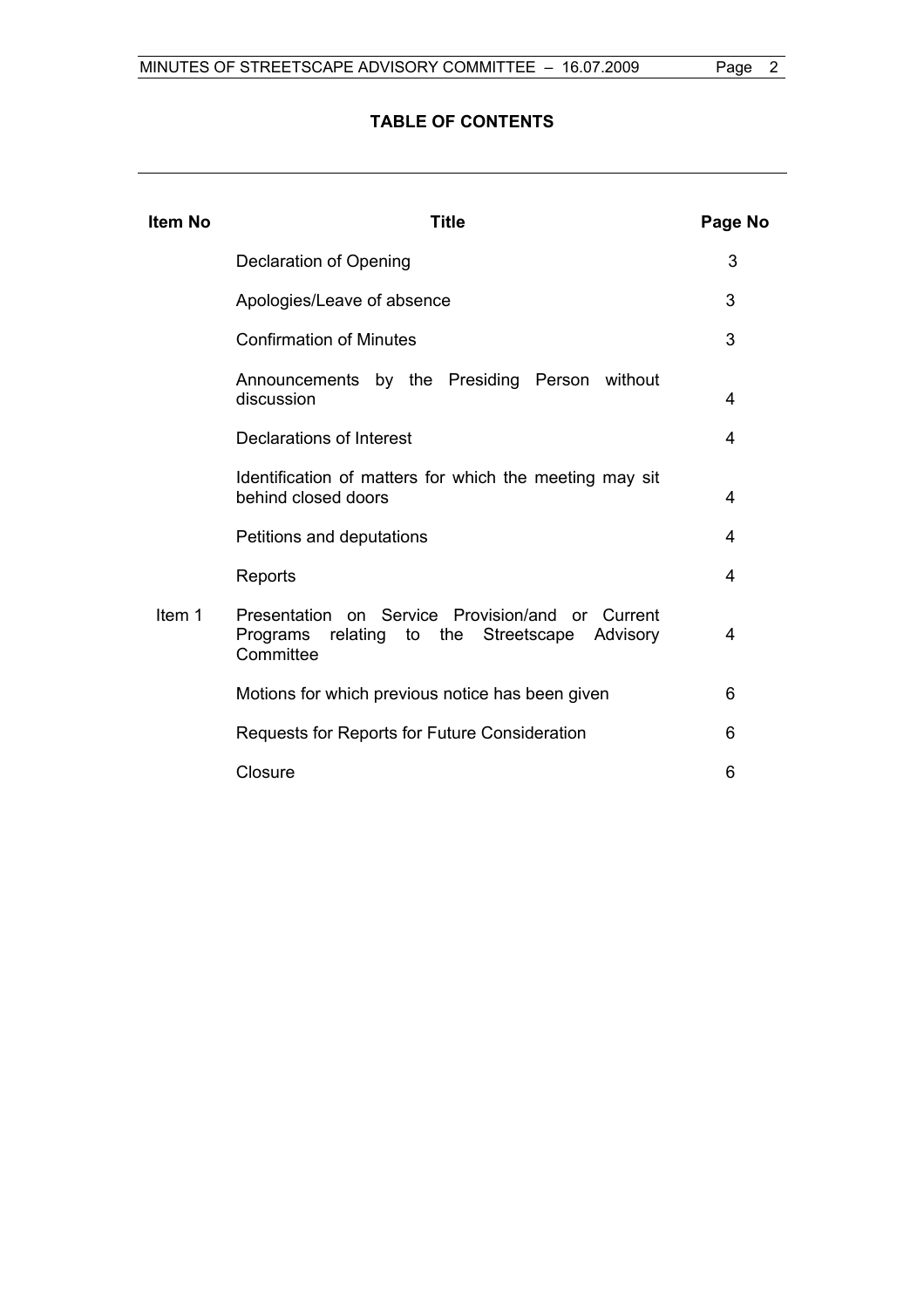**TABLE OF CONTENTS**

| Item No | Title | Page No |
|---|---|---|
| | Declaration of Opening | 3 |
| | Apologies/Leave of absence | 3 |
| | Confirmation of Minutes | 3 |
| | Announcements by the Presiding Person without discussion | 4 |
| | Declarations of Interest | 4 |
| | Identification of matters for which the meeting may sit behind closed doors | 4 |
| | Petitions and deputations | 4 |
| | Reports | 4 |
| Item 1 | Presentation on Service Provision/and or Current Programs relating to the Streetscape Advisory Committee | 4 |
| | Motions for which previous notice has been given | 6 |
| | Requests for Reports for Future Consideration | 6 |
| | Closure | 6 |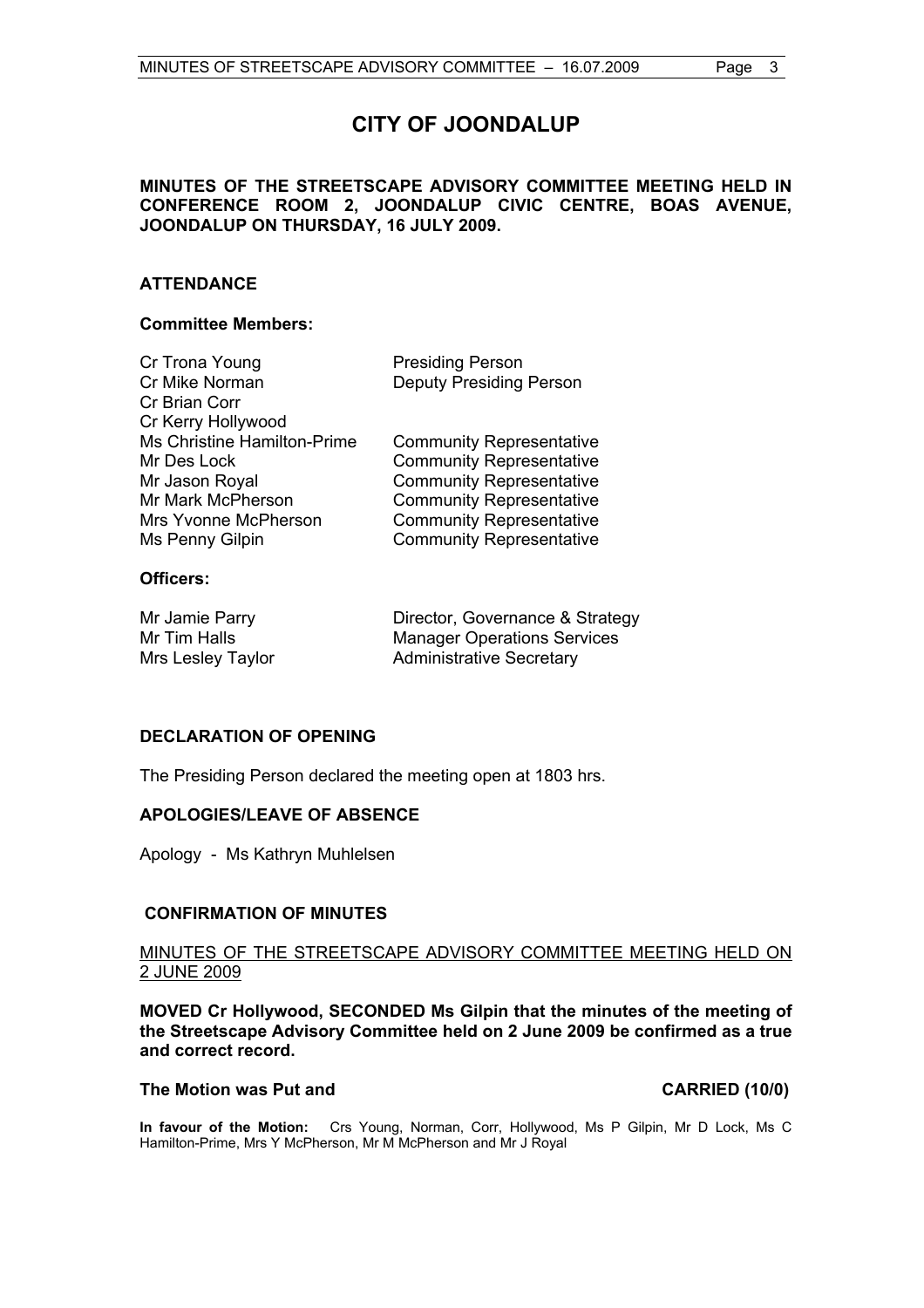# CITY OF JOONDALUP

**MINUTES OF THE STREETSCAPE ADVISORY COMMITTEE MEETING HELD IN CONFERENCE ROOM 2, JOONDALUP CIVIC CENTRE, BOAS AVENUE, JOONDALUP ON THURSDAY, 16 JULY 2009.**

## ATTENDANCE

### Committee Members:

| | |
|---|---|
| Cr Trona Young | Presiding Person |
| Cr Mike Norman | Deputy Presiding Person |
| Cr Brian Corr | |
| Cr Kerry Hollywood | |
| Ms Christine Hamilton-Prime | Community Representative |
| Mr Des Lock | Community Representative |
| Mr Jason Royal | Community Representative |
| Mr Mark McPherson | Community Representative |
| Mrs Yvonne McPherson | Community Representative |
| Ms Penny Gilpin | Community Representative |

### Officers:

| | |
|---|---|
| Mr Jamie Parry | Director, Governance & Strategy |
| Mr Tim Halls | Manager Operations Services |
| Mrs Lesley Taylor | Administrative Secretary |

## DECLARATION OF OPENING

The Presiding Person declared the meeting open at 1803 hrs.

## APOLOGIES/LEAVE OF ABSENCE

Apology - Ms Kathryn Muhlelsen

## CONFIRMATION OF MINUTES

MINUTES OF THE STREETSCAPE ADVISORY COMMITTEE MEETING HELD ON 2 JUNE 2009

**MOVED Cr Hollywood, SECONDED Ms Gilpin that the minutes of the meeting of the Streetscape Advisory Committee held on 2 June 2009 be confirmed as a true and correct record.**

**The Motion was Put and CARRIED (10/0)**

**In favour of the Motion:** Crs Young, Norman, Corr, Hollywood, Ms P Gilpin, Mr D Lock, Ms C Hamilton-Prime, Mrs Y McPherson, Mr M McPherson and Mr J Royal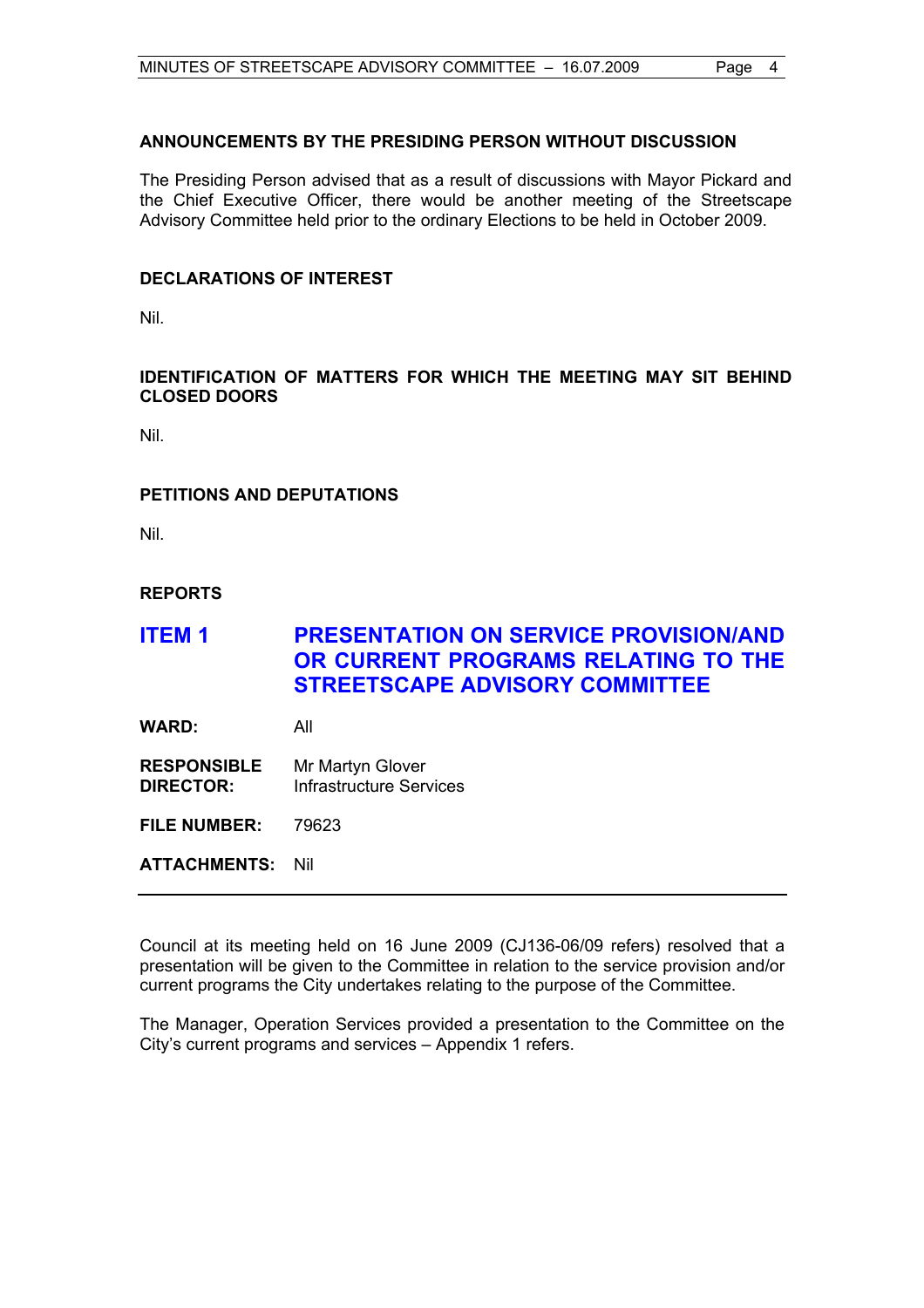## ANNOUNCEMENTS BY THE PRESIDING PERSON WITHOUT DISCUSSION

The Presiding Person advised that as a result of discussions with Mayor Pickard and the Chief Executive Officer, there would be another meeting of the Streetscape Advisory Committee held prior to the ordinary Elections to be held in October 2009.

## DECLARATIONS OF INTEREST

Nil.

## IDENTIFICATION OF MATTERS FOR WHICH THE MEETING MAY SIT BEHIND CLOSED DOORS

Nil.

## PETITIONS AND DEPUTATIONS

Nil.

## REPORTS

# ITEM 1 PRESENTATION ON SERVICE PROVISION/AND OR CURRENT PROGRAMS RELATING TO THE STREETSCAPE ADVISORY COMMITTEE

**WARD:** All

**RESPONSIBLE DIRECTOR:** Mr Martyn Glover, Infrastructure Services

**FILE NUMBER:** 79623

**ATTACHMENTS:** Nil

---

Council at its meeting held on 16 June 2009 (CJ136-06/09 refers) resolved that a presentation will be given to the Committee in relation to the service provision and/or current programs the City undertakes relating to the purpose of the Committee.

The Manager, Operation Services provided a presentation to the Committee on the City's current programs and services – Appendix 1 refers.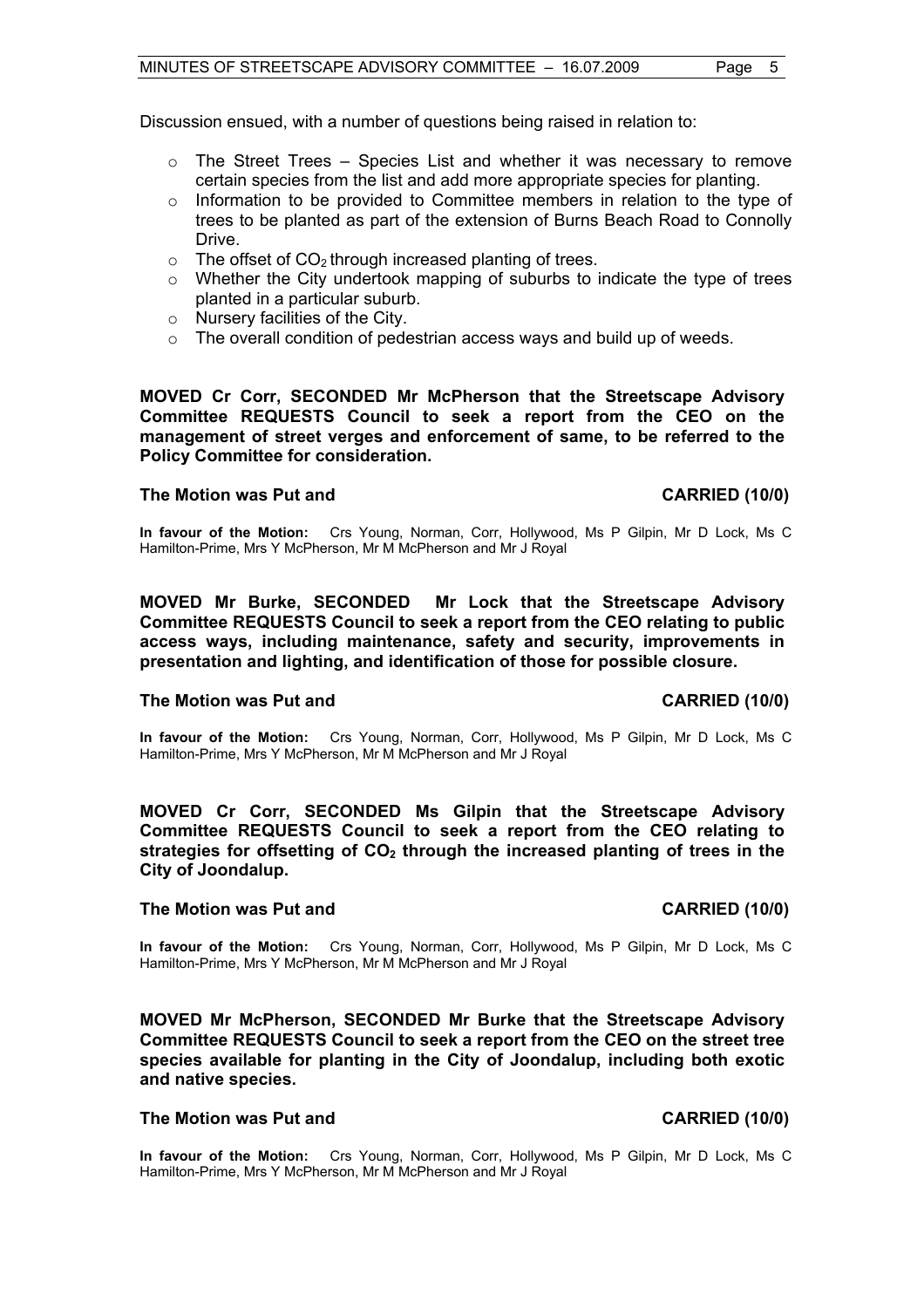Discussion ensued, with a number of questions being raised in relation to:

- The Street Trees – Species List and whether it was necessary to remove certain species from the list and add more appropriate species for planting.
- Information to be provided to Committee members in relation to the type of trees to be planted as part of the extension of Burns Beach Road to Connolly Drive.
- The offset of $CO_2$ through increased planting of trees.
- Whether the City undertook mapping of suburbs to indicate the type of trees planted in a particular suburb.
- Nursery facilities of the City.
- The overall condition of pedestrian access ways and build up of weeds.

**MOVED Cr Corr, SECONDED Mr McPherson that the Streetscape Advisory Committee REQUESTS Council to seek a report from the CEO on the management of street verges and enforcement of same, to be referred to the Policy Committee for consideration.**

**The Motion was Put and CARRIED (10/0)**

**In favour of the Motion:** Crs Young, Norman, Corr, Hollywood, Ms P Gilpin, Mr D Lock, Ms C Hamilton-Prime, Mrs Y McPherson, Mr M McPherson and Mr J Royal

**MOVED Mr Burke, SECONDED Mr Lock that the Streetscape Advisory Committee REQUESTS Council to seek a report from the CEO relating to public access ways, including maintenance, safety and security, improvements in presentation and lighting, and identification of those for possible closure.**

**The Motion was Put and CARRIED (10/0)**

**In favour of the Motion:** Crs Young, Norman, Corr, Hollywood, Ms P Gilpin, Mr D Lock, Ms C Hamilton-Prime, Mrs Y McPherson, Mr M McPherson and Mr J Royal

**MOVED Cr Corr, SECONDED Ms Gilpin that the Streetscape Advisory Committee REQUESTS Council to seek a report from the CEO relating to strategies for offsetting of $CO_2$ through the increased planting of trees in the City of Joondalup.**

**The Motion was Put and CARRIED (10/0)**

**In favour of the Motion:** Crs Young, Norman, Corr, Hollywood, Ms P Gilpin, Mr D Lock, Ms C Hamilton-Prime, Mrs Y McPherson, Mr M McPherson and Mr J Royal

**MOVED Mr McPherson, SECONDED Mr Burke that the Streetscape Advisory Committee REQUESTS Council to seek a report from the CEO on the street tree species available for planting in the City of Joondalup, including both exotic and native species.**

**The Motion was Put and CARRIED (10/0)**

**In favour of the Motion:** Crs Young, Norman, Corr, Hollywood, Ms P Gilpin, Mr D Lock, Ms C Hamilton-Prime, Mrs Y McPherson, Mr M McPherson and Mr J Royal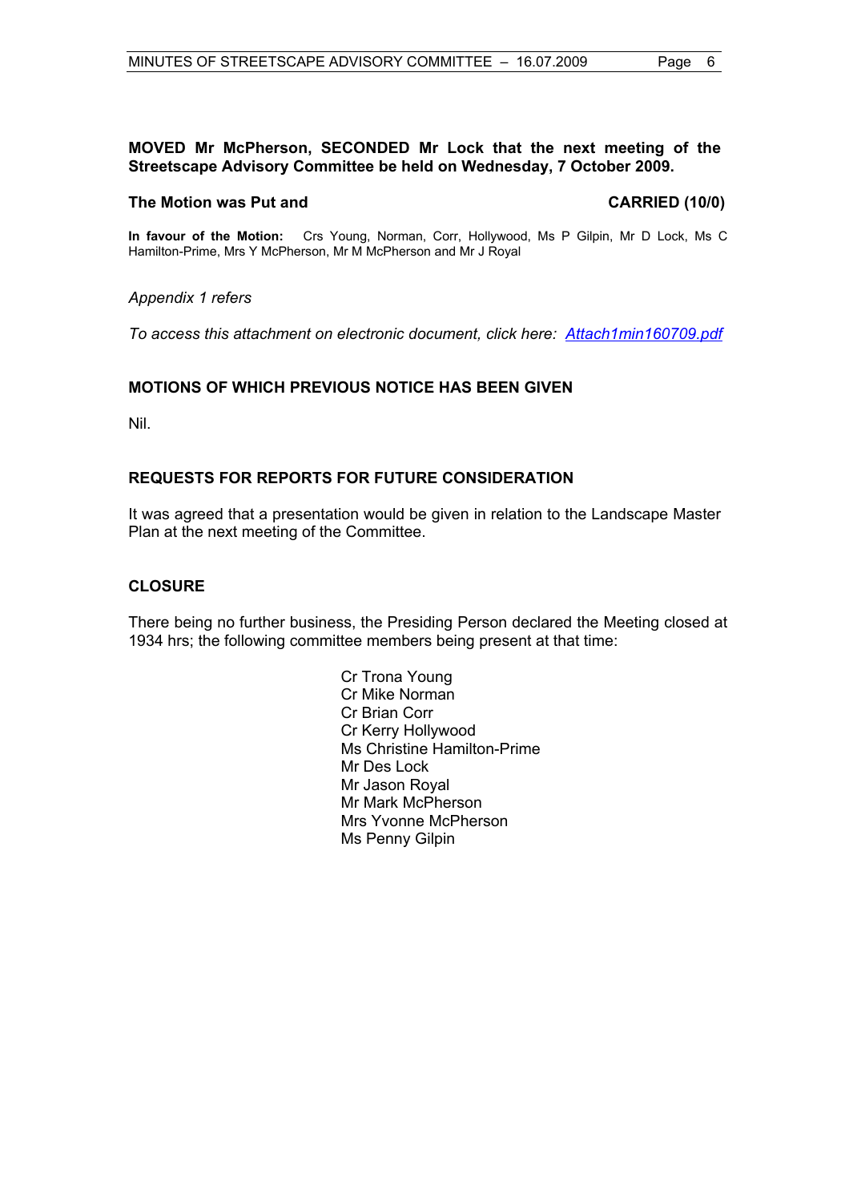**MOVED Mr McPherson, SECONDED Mr Lock that the next meeting of the Streetscape Advisory Committee be held on Wednesday, 7 October 2009.**

**The Motion was Put and CARRIED (10/0)**

**In favour of the Motion:** Crs Young, Norman, Corr, Hollywood, Ms P Gilpin, Mr D Lock, Ms C Hamilton-Prime, Mrs Y McPherson, Mr M McPherson and Mr J Royal

*Appendix 1 refers*

*To access this attachment on electronic document, click here: Attach1min160709.pdf*

## MOTIONS OF WHICH PREVIOUS NOTICE HAS BEEN GIVEN

Nil.

## REQUESTS FOR REPORTS FOR FUTURE CONSIDERATION

It was agreed that a presentation would be given in relation to the Landscape Master Plan at the next meeting of the Committee.

## CLOSURE

There being no further business, the Presiding Person declared the Meeting closed at 1934 hrs; the following committee members being present at that time:

Cr Trona Young
Cr Mike Norman
Cr Brian Corr
Cr Kerry Hollywood
Ms Christine Hamilton-Prime
Mr Des Lock
Mr Jason Royal
Mr Mark McPherson
Mrs Yvonne McPherson
Ms Penny Gilpin